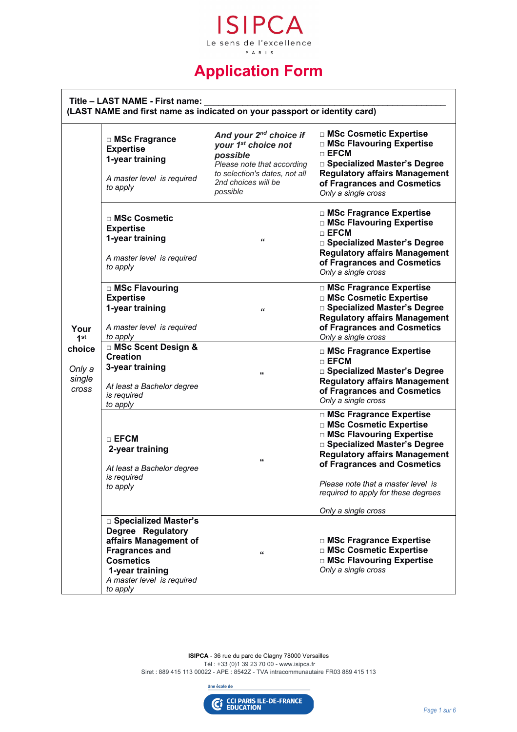ISIPCA
Le sens de l'excellence
PARIS

# Application Form

**Title – LAST NAME - First name:** ______________________________________________
**(LAST NAME and first name as indicated on your passport or identity card)**

| Your 1[st] choice *Only a single cross* | | *And your 2[nd] choice if your 1[st] choice not possible* *Please note that according to selection's dates, not all 2nd choices will be possible* | |
|---|---|---|---|
| | □ **MSc Fragrance Expertise** **1-year training** *A master level is required to apply* | | □ **MSc Cosmetic Expertise** □ **MSc Flavouring Expertise** □ **EFCM** □ **Specialized Master's Degree Regulatory affairs Management of Fragrances and Cosmetics** *Only a single cross* |
| | □ **MSc Cosmetic Expertise** **1-year training** *A master level is required to apply* | " | □ **MSc Fragrance Expertise** □ **MSc Flavouring Expertise** □ **EFCM** □ **Specialized Master's Degree Regulatory affairs Management of Fragrances and Cosmetics** *Only a single cross* |
| | □ **MSc Flavouring Expertise** **1-year training** *A master level is required to apply* | " | □ **MSc Fragrance Expertise** □ **MSc Cosmetic Expertise** □ **Specialized Master's Degree Regulatory affairs Management of Fragrances and Cosmetics** *Only a single cross* |
| | □ **MSc Scent Design & Creation** **3-year training** *At least a Bachelor degree is required to apply* | " | □ **MSc Fragrance Expertise** □ **EFCM** □ **Specialized Master's Degree Regulatory affairs Management of Fragrances and Cosmetics** *Only a single cross* |
| | □ **EFCM** **2-year training** *At least a Bachelor degree is required to apply* | " | □ **MSc Fragrance Expertise** □ **MSc Cosmetic Expertise** □ **MSc Flavouring Expertise** □ **Specialized Master's Degree Regulatory affairs Management of Fragrances and Cosmetics** *Please note that a master level is required to apply for these degrees* *Only a single cross* |
| | □ **Specialized Master's Degree Regulatory affairs Management of Fragrances and Cosmetics** **1-year training** *A master level is required to apply* | " | □ **MSc Fragrance Expertise** □ **MSc Cosmetic Expertise** □ **MSc Flavouring Expertise** *Only a single cross* |

**ISIPCA** - 36 rue du parc de Clagny 78000 Versailles
Tél : +33 (0)1 39 23 70 00 - www.isipca.fr
Siret : 889 415 113 00022 - APE : 8542Z - TVA intracommunautaire FR03 889 415 113

Une école de CCI PARIS ILE-DE-FRANCE EDUCATION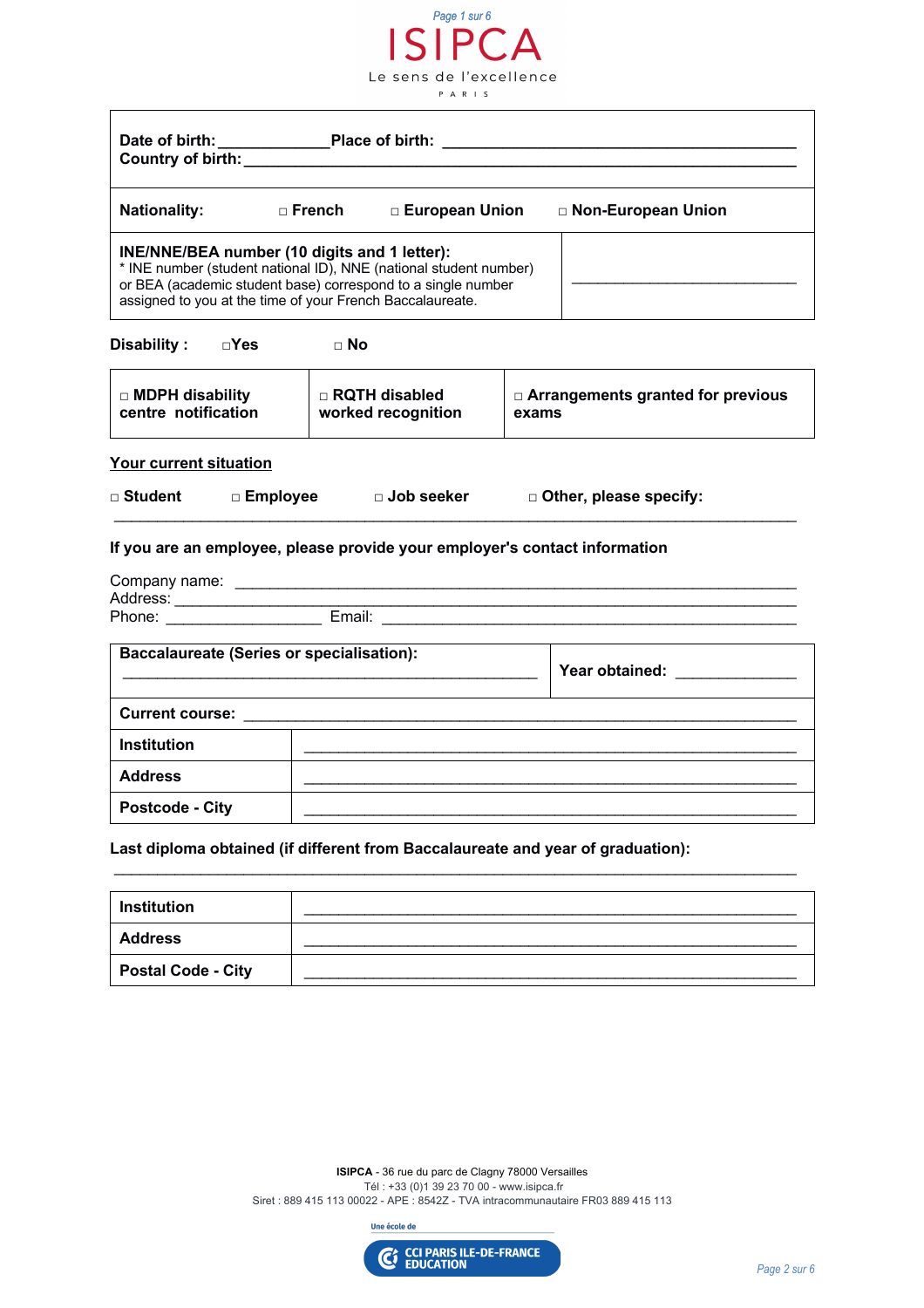| Date of birth: _____________ Place of birth: _______________________________________ |
|---|
| Country of birth: ______________________________________________________________ |

| Nationality: | □ French | □ European Union | □ Non-European Union |
|---|---|---|---|

| **INE/NNE/BEA number (10 digits and 1 letter):** * INE number (student national ID), NNE (national student number) or BEA (academic student base) correspond to a single number assigned to you at the time of your French Baccalaureate. | ___________________________ |
|---|---|

**Disability :** □Yes □ No

| □ MDPH disability centre notification | □ RQTH disabled worked recognition | □ Arrangements granted for previous exams |
|---|---|---|

**Your current situation**

□ **Student** □ **Employee** □ **Job seeker** □ **Other, please specify:**

_______________________________________________________________________________

**If you are an employee, please provide your employer's contact information**

Company name: _____________________________________________________________
Address: __________________________________________________________________
Phone: _________________ Email: ____________________________________________

| **Baccalaureate (Series or specialisation):** ______________________________________________ | **Year obtained:** _____________ |
|---|---|
| **Current course:** _____________________________________________________________ | |
| **Institution** | ____________________________________________________ |
| **Address** | ____________________________________________________ |
| **Postcode - City** | ____________________________________________________ |

**Last diploma obtained (if different from Baccalaureate and year of graduation):**

_______________________________________________________________________________

| **Institution** | ____________________________________________________ |
|---|---|
| **Address** | ____________________________________________________ |
| **Postal Code - City** | ____________________________________________________ |

**ISIPCA** - 36 rue du parc de Clagny 78000 Versailles
Tél : +33 (0)1 39 23 70 00 - www.isipca.fr
Siret : 889 415 113 00022 - APE : 8542Z - TVA intracommunautaire FR03 889 415 113

Une école de CCI PARIS ILE-DE-FRANCE EDUCATION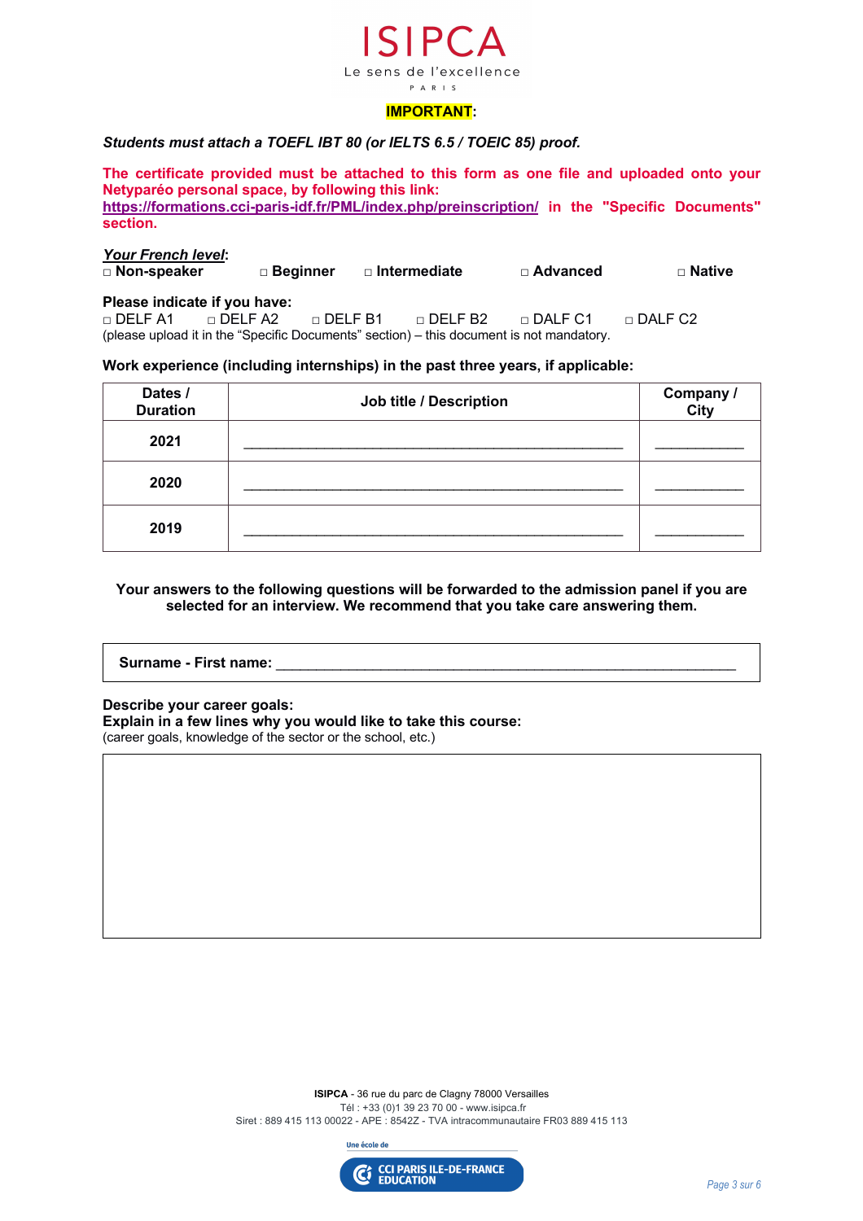ISIPCA

Le sens de l'excellence

PARIS

**IMPORTANT**:

***Students must attach a TOEFL IBT 80 (or IELTS 6.5 / TOEIC 85) proof.***

**The certificate provided must be attached to this form as one file and uploaded onto your Netyparéo personal space, by following this link: https://formations.cci-paris-idf.fr/PML/index.php/preinscription/ in the "Specific Documents" section.**

***Your French level***:

**□ Non-speaker □ Beginner □ Intermediate □ Advanced □ Native**

**Please indicate if you have:**

□ DELF A1 □ DELF A2 □ DELF B1 □ DELF B2 □ DALF C1 □ DALF C2

(please upload it in the "Specific Documents" section) – this document is not mandatory.

**Work experience (including internships) in the past three years, if applicable:**

| Dates / Duration | Job title / Description | Company / City |
|---|---|---|
| **2021** | ___________________________________________________ | ___________ |
| **2020** | ___________________________________________________ | ___________ |
| **2019** | ___________________________________________________ | ___________ |

**Your answers to the following questions will be forwarded to the admission panel if you are selected for an interview. We recommend that you take care answering them.**

**Surname - First name:** ____________________________________________________________

**Describe your career goals:**

**Explain in a few lines why you would like to take this course:**

(career goals, knowledge of the sector or the school, etc.)

**ISIPCA** - 36 rue du parc de Clagny 78000 Versailles

Tél : +33 (0)1 39 23 70 00 - www.isipca.fr

Siret : 889 415 113 00022 - APE : 8542Z - TVA intracommunautaire FR03 889 415 113

Une école de CCI PARIS ILE-DE-FRANCE EDUCATION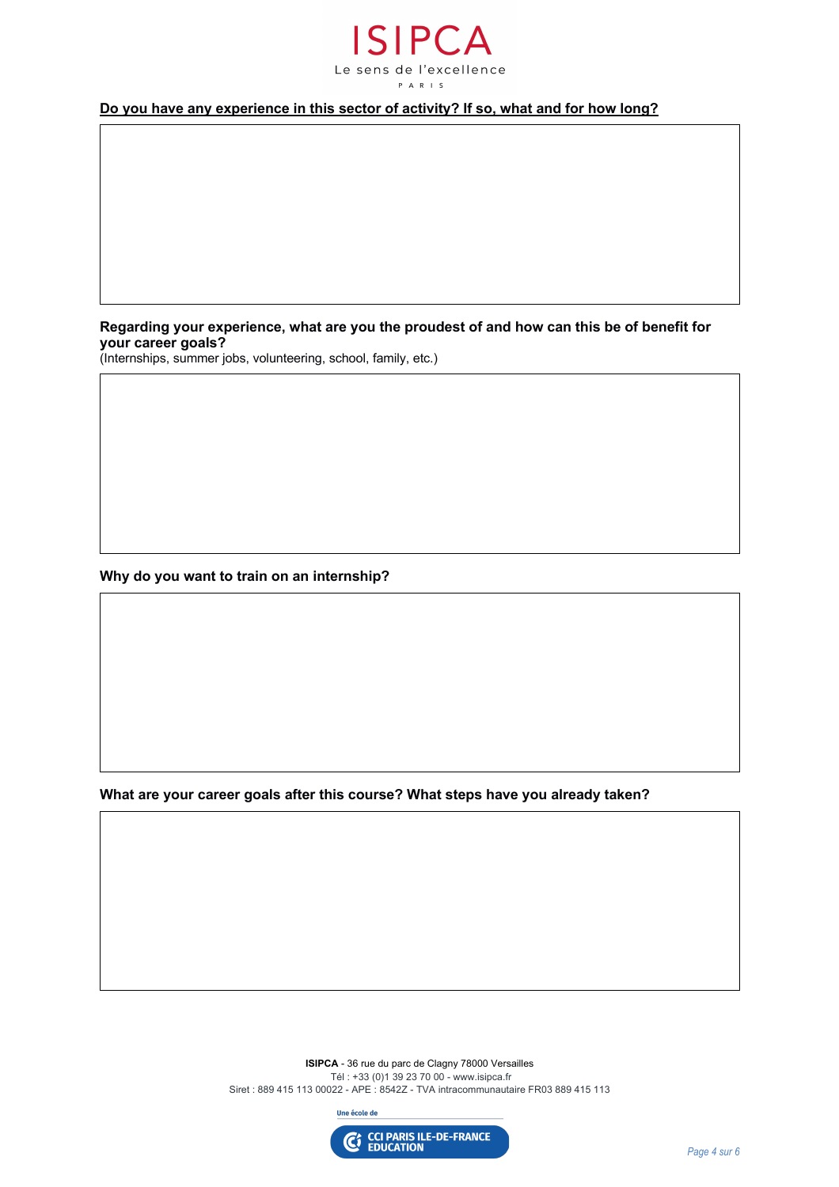**Do you have any experience in this sector of activity? If so, what and for how long?**

**Regarding your experience, what are you the proudest of and how can this be of benefit for your career goals?**
(Internships, summer jobs, volunteering, school, family, etc.)

**Why do you want to train on an internship?**

**What are your career goals after this course? What steps have you already taken?**

**ISIPCA** - 36 rue du parc de Clagny 78000 Versailles
Tél : +33 (0)1 39 23 70 00 - www.isipca.fr
Siret : 889 415 113 00022 - APE : 8542Z - TVA intracommunautaire FR03 889 415 113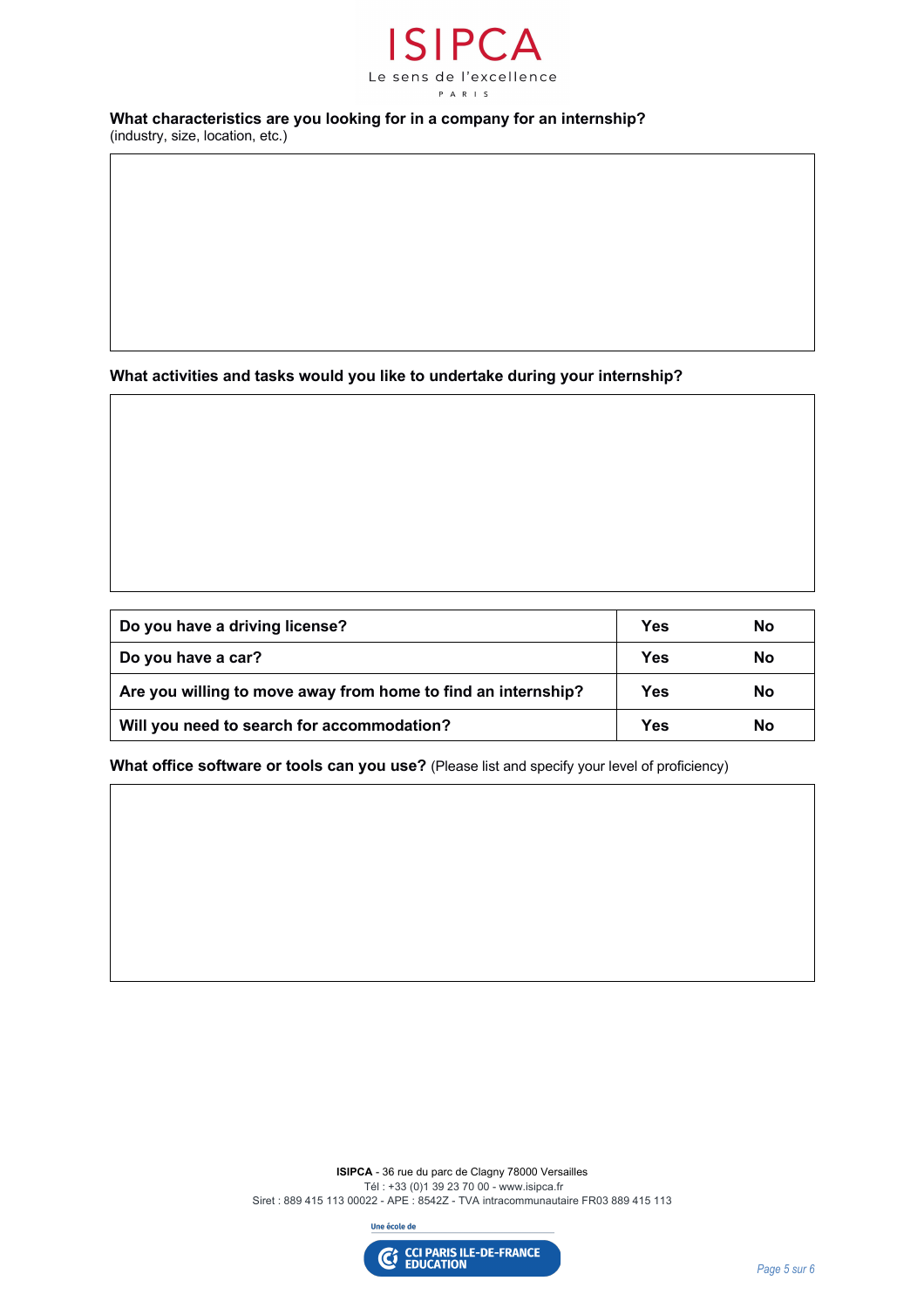**What characteristics are you looking for in a company for an internship?**
(industry, size, location, etc.)

**What activities and tasks would you like to undertake during your internship?**

| | | |
|---|---|---|
| **Do you have a driving license?** | **Yes** | **No** |
| **Do you have a car?** | **Yes** | **No** |
| **Are you willing to move away from home to find an internship?** | **Yes** | **No** |
| **Will you need to search for accommodation?** | **Yes** | **No** |

**What office software or tools can you use?** (Please list and specify your level of proficiency)

**ISIPCA** - 36 rue du parc de Clagny 78000 Versailles
Tél : +33 (0)1 39 23 70 00 - www.isipca.fr
Siret : 889 415 113 00022 - APE : 8542Z - TVA intracommunautaire FR03 889 415 113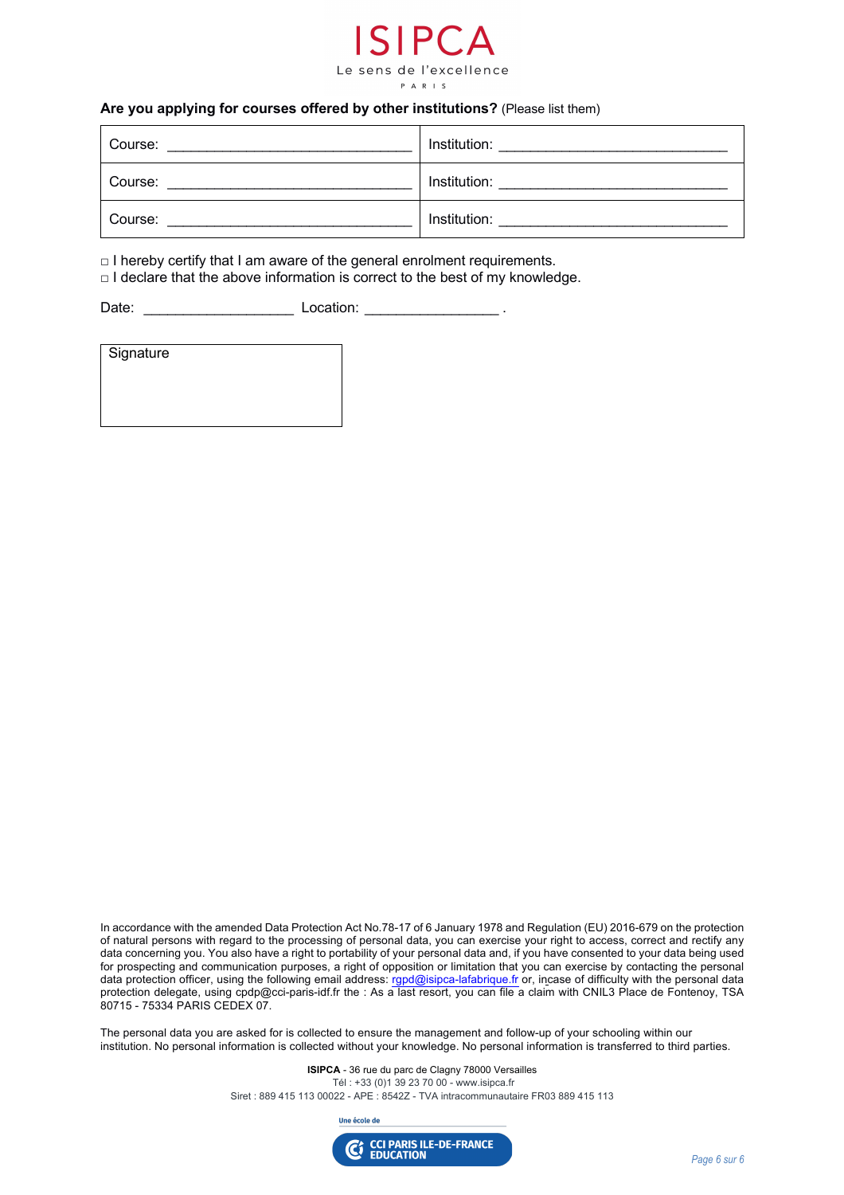ISIPCA
Le sens de l'excellence
PARIS

**Are you applying for courses offered by other institutions?** (Please list them)

| | |
|---|---|
| Course: ______________________________ | Institution: ____________________________ |
| Course: ______________________________ | Institution: ____________________________ |
| Course: ______________________________ | Institution: ____________________________ |

□ I hereby certify that I am aware of the general enrolment requirements.
□ I declare that the above information is correct to the best of my knowledge.

Date: __________________ Location: ________________ .

| Signature |
|---|
| |

In accordance with the amended Data Protection Act No.78-17 of 6 January 1978 and Regulation (EU) 2016-679 on the protection of natural persons with regard to the processing of personal data, you can exercise your right to access, correct and rectify any data concerning you. You also have a right to portability of your personal data and, if you have consented to your data being used for prospecting and communication purposes, a right of opposition or limitation that you can exercise by contacting the personal data protection officer, using the following email address: rgpd@isipca-lafabrique.fr or, incase of difficulty with the personal data protection delegate, using cpdp@cci-paris-idf.fr the : As a last resort, you can file a claim with CNIL3 Place de Fontenoy, TSA 80715 - 75334 PARIS CEDEX 07.

The personal data you are asked for is collected to ensure the management and follow-up of your schooling within our institution. No personal information is collected without your knowledge. No personal information is transferred to third parties.

**ISIPCA** - 36 rue du parc de Clagny 78000 Versailles
Tél : +33 (0)1 39 23 70 00 - www.isipca.fr
Siret : 889 415 113 00022 - APE : 8542Z - TVA intracommunautaire FR03 889 415 113

Une école de
CCI PARIS ILE-DE-FRANCE EDUCATION